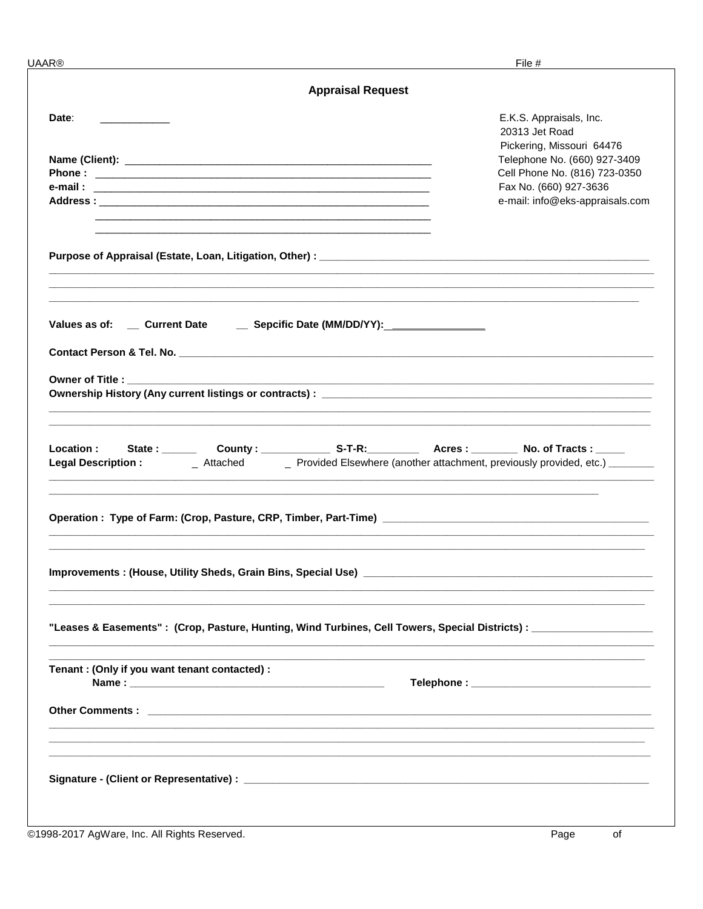UAAR® File #

## Appraisal Request

**Date**: ____________

E.K.S. Appraisals, Inc.
20313 Jet Road
Pickering, Missouri 64476
Telephone No. (660) 927-3409
Cell Phone No. (816) 723-0350
Fax No. (660) 927-3636
e-mail: info@eks-appraisals.com

**Name (Client):** ________________________________________________________

**Phone :** ________________________________________________________

**e-mail :** ________________________________________________________

**Address :** ________________________________________________________

________________________________________________________

________________________________________________________

**Purpose of Appraisal (Estate, Loan, Litigation, Other) :** ________________________________________________________

________________________________________________________________________________________________

________________________________________________________________________________________________

________________________________________________________________________________________________

**Values as of:** __ **Current Date** __ **Sepcific Date (MM/DD/YY):**________________

**Contact Person & Tel. No.** ________________________________________________________

**Owner of Title :** ________________________________________________________

**Ownership History (Any current listings or contracts) :** ________________________________________________________

________________________________________________________________________________________________

________________________________________________________________________________________________

**Location : State :** ______ **County :** ____________ **S-T-R:**_________ **Acres :** ________ **No. of Tracts :** _____

**Legal Description :** _ Attached _ Provided Elsewhere (another attachment, previously provided, etc.) ________

________________________________________________________________________________________________

________________________________________________________________________________________________

**Operation : Type of Farm: (Crop, Pasture, CRP, Timber, Part-Time)** ________________________________________________________

________________________________________________________________________________________________

________________________________________________________________________________________________

**Improvements : (House, Utility Sheds, Grain Bins, Special Use)** ________________________________________________________

________________________________________________________________________________________________

________________________________________________________________________________________________

**"Leases & Easements" : (Crop, Pasture, Hunting, Wind Turbines, Cell Towers, Special Districts) :** ____________________

________________________________________________________________________________________________

________________________________________________________________________________________________

**Tenant : (Only if you want tenant contacted) :**

**Name :** ____________________________________________ **Telephone :** ______________________________

**Other Comments :** ________________________________________________________

________________________________________________________________________________________________

________________________________________________________________________________________________

________________________________________________________________________________________________

**Signature - (Client or Representative) :** ________________________________________________________

©1998-2017 AgWare, Inc. All Rights Reserved.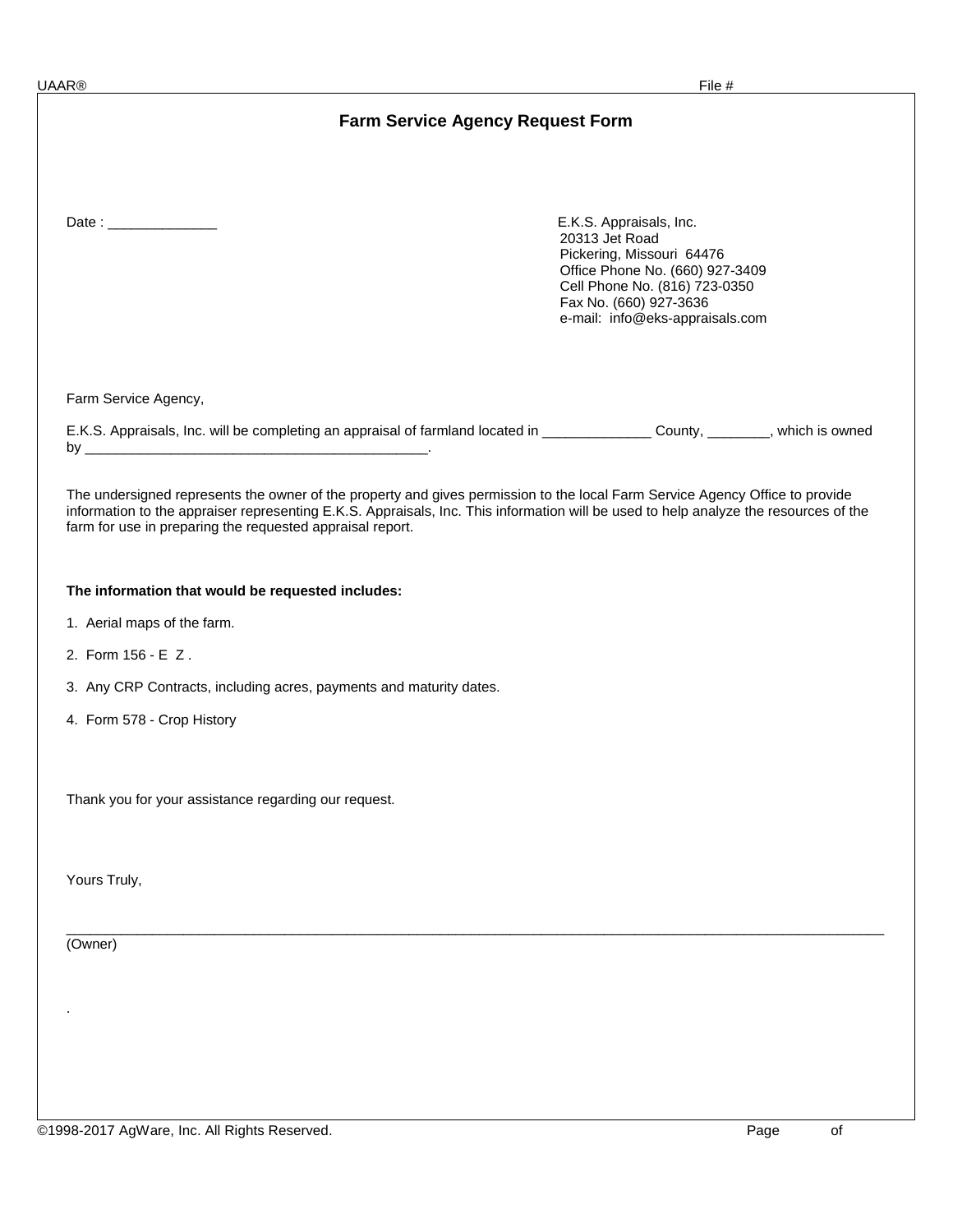# Farm Service Agency Request Form

Date : ______________

E.K.S. Appraisals, Inc.
20313 Jet Road
Pickering, Missouri 64476
Office Phone No. (660) 927-3409
Cell Phone No. (816) 723-0350
Fax No. (660) 927-3636
e-mail: info@eks-appraisals.com

Farm Service Agency,

E.K.S. Appraisals, Inc. will be completing an appraisal of farmland located in ______________ County, ________, which is owned by _____________________________________________.

The undersigned represents the owner of the property and gives permission to the local Farm Service Agency Office to provide information to the appraiser representing E.K.S. Appraisals, Inc. This information will be used to help analyze the resources of the farm for use in preparing the requested appraisal report.

**The information that would be requested includes:**

1. Aerial maps of the farm.
2. Form 156 - E Z .
3. Any CRP Contracts, including acres, payments and maturity dates.
4. Form 578 - Crop History

Thank you for your assistance regarding our request.

Yours Truly,

_____________________________________________________________________________________________
(Owner)

.